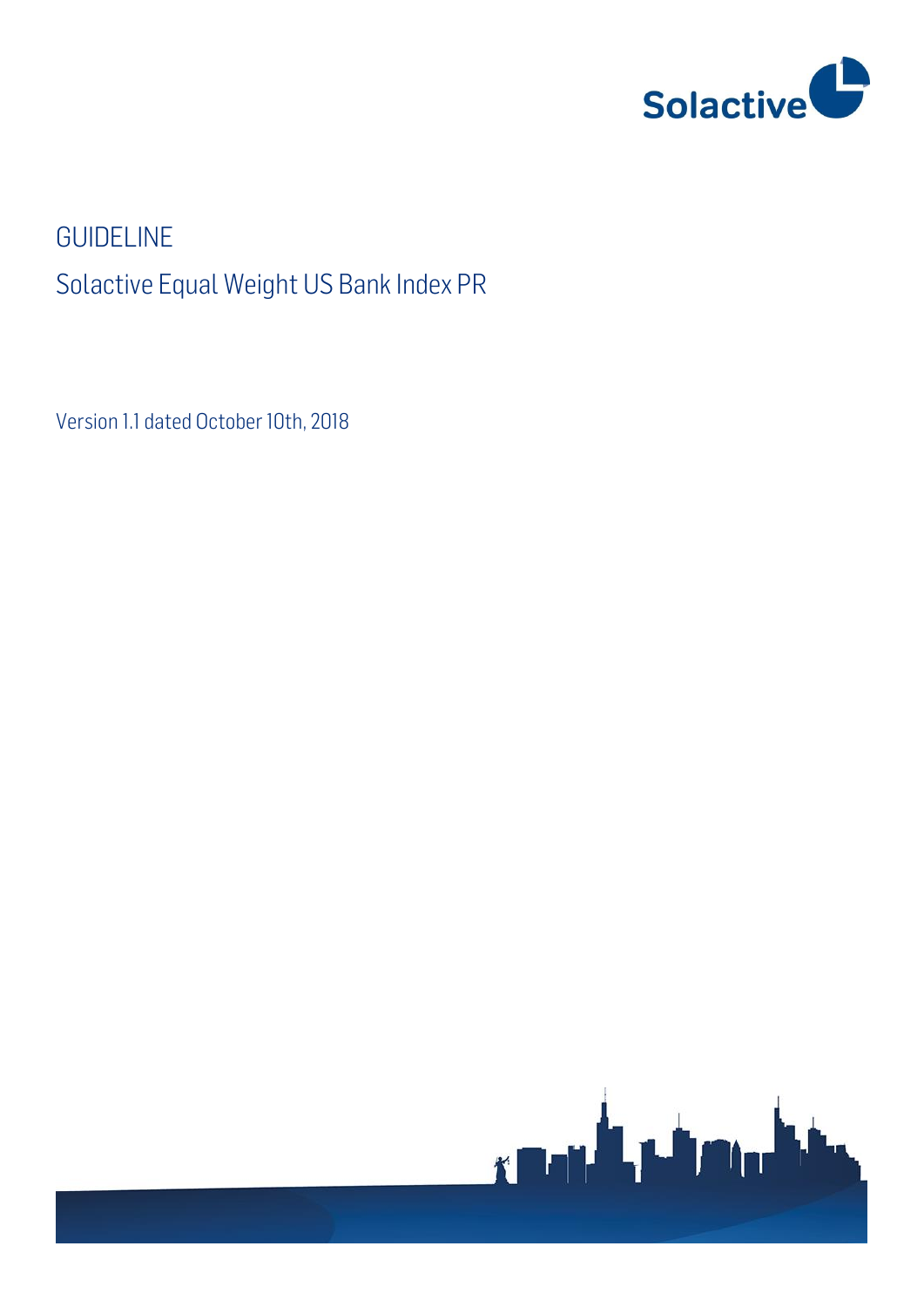# GUIDELINE

## Solactive Equal Weight US Bank Index PR

Version 1.1 dated October 10th, 2018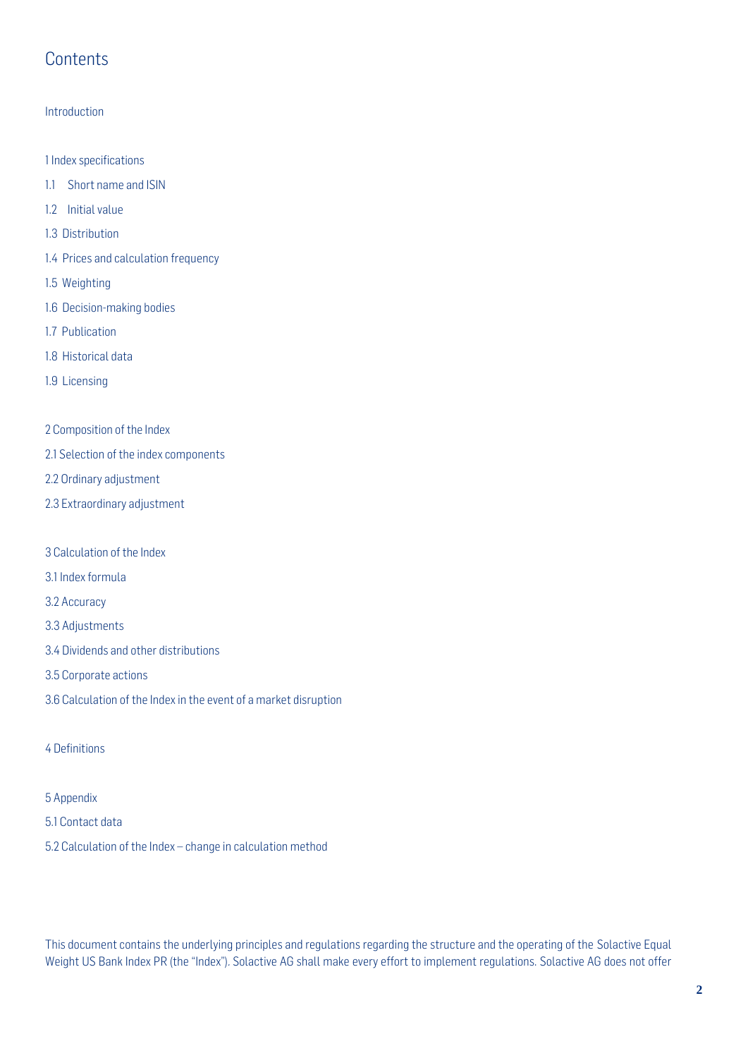# Contents

Introduction

1 Index specifications

1.1 Short name and ISIN

1.2 Initial value

1.3 Distribution

1.4 Prices and calculation frequency

1.5 Weighting

1.6 Decision-making bodies

1.7 Publication

1.8 Historical data

1.9 Licensing

2 Composition of the Index

2.1 Selection of the index components

2.2 Ordinary adjustment

2.3 Extraordinary adjustment

3 Calculation of the Index

3.1 Index formula

3.2 Accuracy

3.3 Adjustments

3.4 Dividends and other distributions

3.5 Corporate actions

3.6 Calculation of the Index in the event of a market disruption

4 Definitions

5 Appendix

5.1 Contact data

5.2 Calculation of the Index – change in calculation method

This document contains the underlying principles and regulations regarding the structure and the operating of the Solactive Equal Weight US Bank Index PR (the "Index"). Solactive AG shall make every effort to implement regulations. Solactive AG does not offer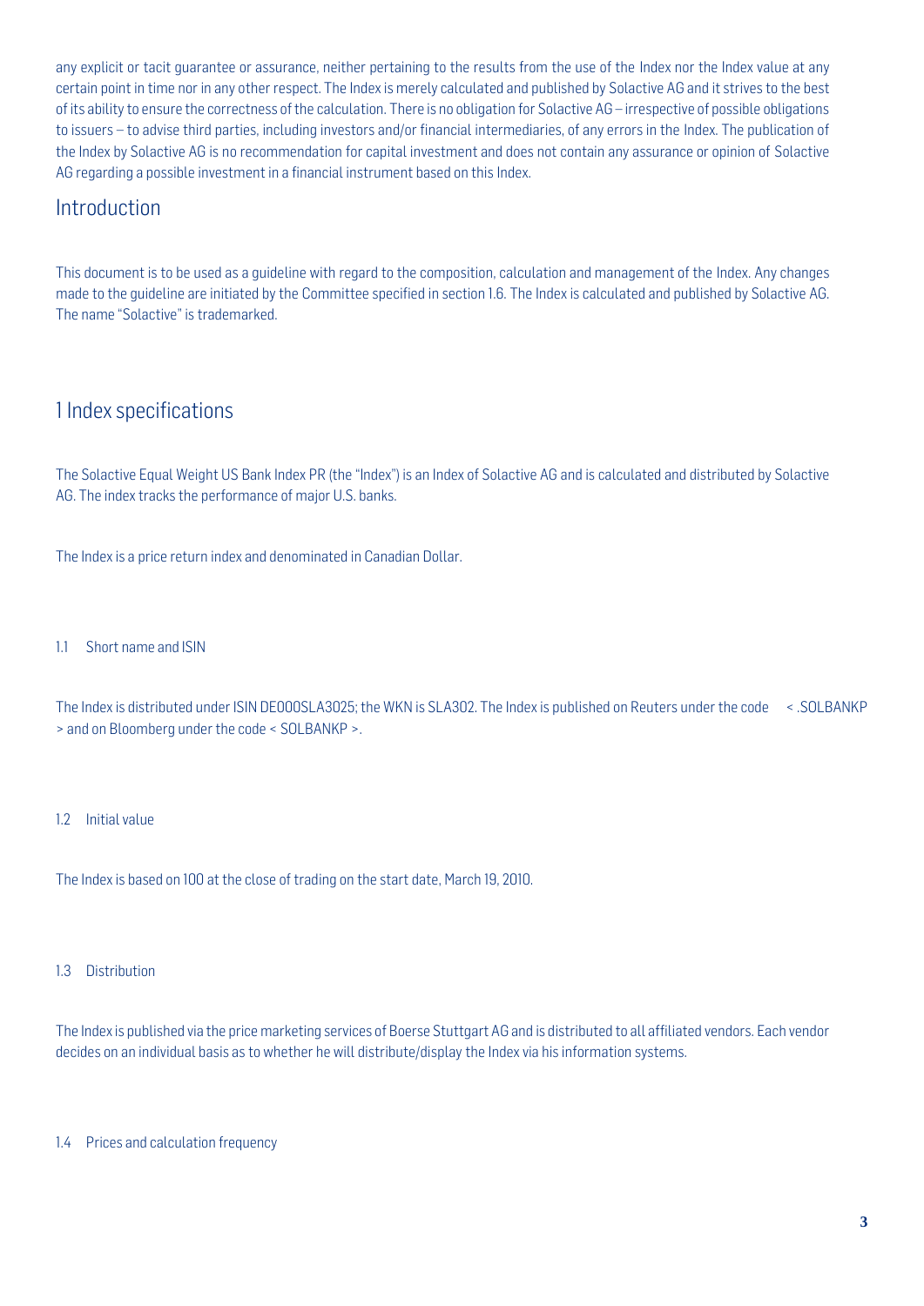any explicit or tacit guarantee or assurance, neither pertaining to the results from the use of the Index nor the Index value at any certain point in time nor in any other respect. The Index is merely calculated and published by Solactive AG and it strives to the best of its ability to ensure the correctness of the calculation. There is no obligation for Solactive AG – irrespective of possible obligations to issuers – to advise third parties, including investors and/or financial intermediaries, of any errors in the Index. The publication of the Index by Solactive AG is no recommendation for capital investment and does not contain any assurance or opinion of Solactive AG regarding a possible investment in a financial instrument based on this Index.

## Introduction

This document is to be used as a guideline with regard to the composition, calculation and management of the Index. Any changes made to the guideline are initiated by the Committee specified in section 1.6. The Index is calculated and published by Solactive AG. The name "Solactive" is trademarked.

## 1 Index specifications

The Solactive Equal Weight US Bank Index PR (the "Index") is an Index of Solactive AG and is calculated and distributed by Solactive AG. The index tracks the performance of major U.S. banks.

The Index is a price return index and denominated in Canadian Dollar.

### 1.1 Short name and ISIN

The Index is distributed under ISIN DE000SLA3025; the WKN is SLA302. The Index is published on Reuters under the code < .SOLBANKP > and on Bloomberg under the code < SOLBANKP >.

### 1.2 Initial value

The Index is based on 100 at the close of trading on the start date, March 19, 2010.

### 1.3 Distribution

The Index is published via the price marketing services of Boerse Stuttgart AG and is distributed to all affiliated vendors. Each vendor decides on an individual basis as to whether he will distribute/display the Index via his information systems.

### 1.4 Prices and calculation frequency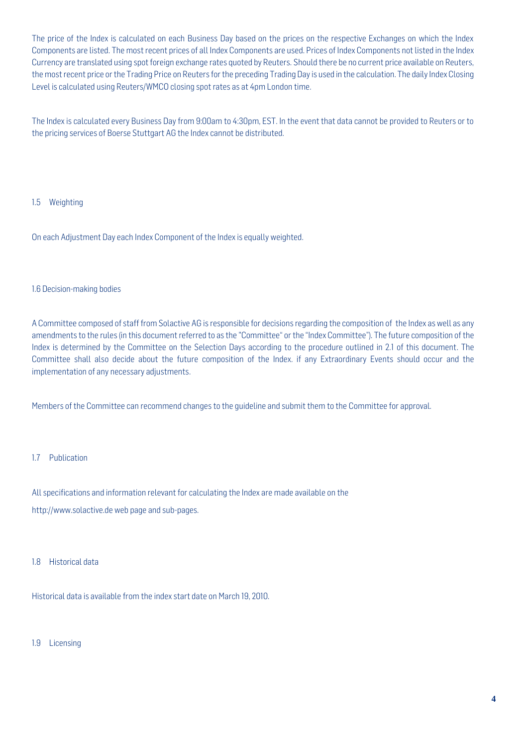The price of the Index is calculated on each Business Day based on the prices on the respective Exchanges on which the Index Components are listed. The most recent prices of all Index Components are used. Prices of Index Components not listed in the Index Currency are translated using spot foreign exchange rates quoted by Reuters. Should there be no current price available on Reuters, the most recent price or the Trading Price on Reuters for the preceding Trading Day is used in the calculation. The daily Index Closing Level is calculated using Reuters/WMCO closing spot rates as at 4pm London time.

The Index is calculated every Business Day from 9:00am to 4:30pm, EST. In the event that data cannot be provided to Reuters or to the pricing services of Boerse Stuttgart AG the Index cannot be distributed.

## 1.5 Weighting

On each Adjustment Day each Index Component of the Index is equally weighted.

## 1.6 Decision-making bodies

A Committee composed of staff from Solactive AG is responsible for decisions regarding the composition of the Index as well as any amendments to the rules (in this document referred to as the "Committee" or the "Index Committee"). The future composition of the Index is determined by the Committee on the Selection Days according to the procedure outlined in 2.1 of this document. The Committee shall also decide about the future composition of the Index. if any Extraordinary Events should occur and the implementation of any necessary adjustments.

Members of the Committee can recommend changes to the guideline and submit them to the Committee for approval.

## 1.7 Publication

All specifications and information relevant for calculating the Index are made available on the

http://www.solactive.de web page and sub-pages.

## 1.8 Historical data

Historical data is available from the index start date on March 19, 2010.

## 1.9 Licensing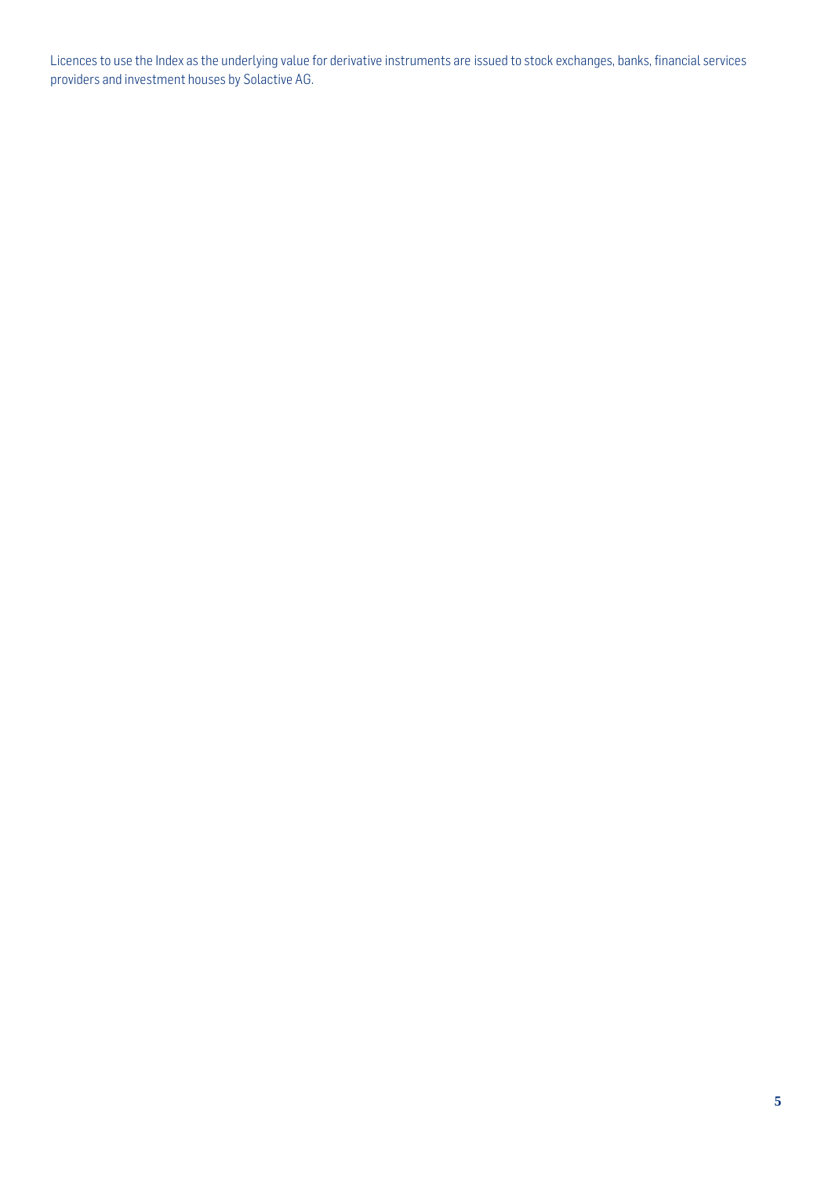Licences to use the Index as the underlying value for derivative instruments are issued to stock exchanges, banks, financial services providers and investment houses by Solactive AG.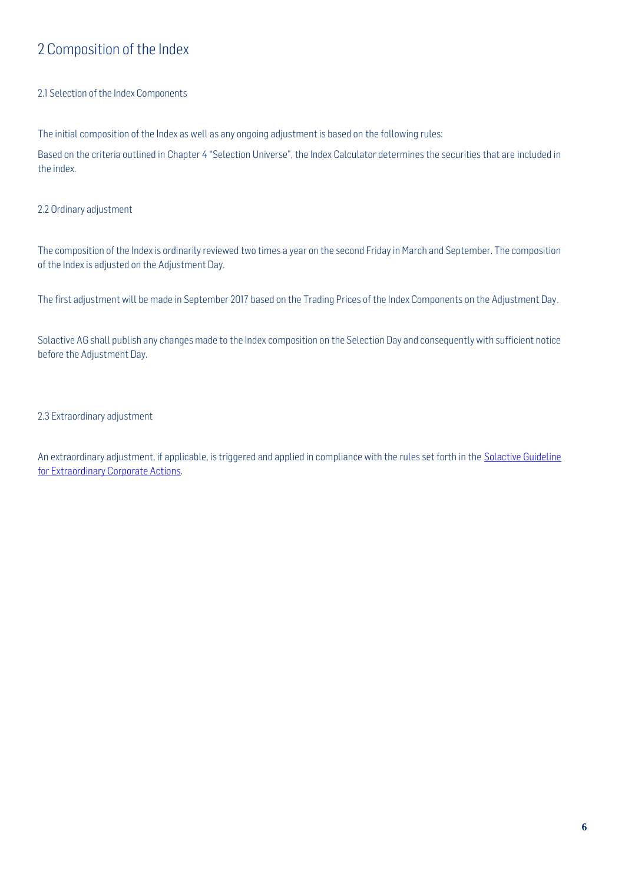# 2 Composition of the Index

## 2.1 Selection of the Index Components

The initial composition of the Index as well as any ongoing adjustment is based on the following rules:

Based on the criteria outlined in Chapter 4 "Selection Universe", the Index Calculator determines the securities that are included in the index.

## 2.2 Ordinary adjustment

The composition of the Index is ordinarily reviewed two times a year on the second Friday in March and September. The composition of the Index is adjusted on the Adjustment Day.

The first adjustment will be made in September 2017 based on the Trading Prices of the Index Components on the Adjustment Day.

Solactive AG shall publish any changes made to the Index composition on the Selection Day and consequently with sufficient notice before the Adjustment Day.

## 2.3 Extraordinary adjustment

An extraordinary adjustment, if applicable, is triggered and applied in compliance with the rules set forth in the Solactive Guideline for Extraordinary Corporate Actions.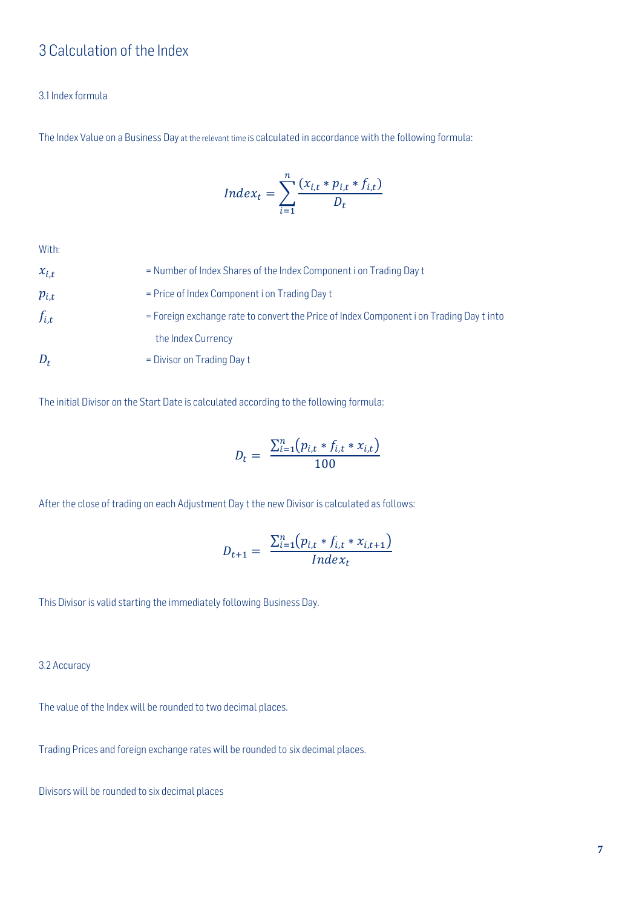# 3 Calculation of the Index

## 3.1 Index formula

The Index Value on a Business Day at the relevant time is calculated in accordance with the following formula:

$$Index_t = \sum_{i=1}^{n} \frac{(x_{i,t} * p_{i,t} * f_{i,t})}{D_t}$$

With:

| | |
|---|---|
| $x_{i,t}$ | = Number of Index Shares of the Index Component i on Trading Day t |
| $p_{i,t}$ | = Price of Index Component i on Trading Day t |
| $f_{i,t}$ | = Foreign exchange rate to convert the Price of Index Component i on Trading Day t into the Index Currency |
| $D_t$ | = Divisor on Trading Day t |

The initial Divisor on the Start Date is calculated according to the following formula:

$$D_t = \frac{\sum_{i=1}^{n}(p_{i,t} * f_{i,t} * x_{i,t})}{100}$$

After the close of trading on each Adjustment Day t the new Divisor is calculated as follows:

$$D_{t+1} = \frac{\sum_{i=1}^{n}(p_{i,t} * f_{i,t} * x_{i,t+1})}{Index_t}$$

This Divisor is valid starting the immediately following Business Day.

## 3.2 Accuracy

The value of the Index will be rounded to two decimal places.

Trading Prices and foreign exchange rates will be rounded to six decimal places.

Divisors will be rounded to six decimal places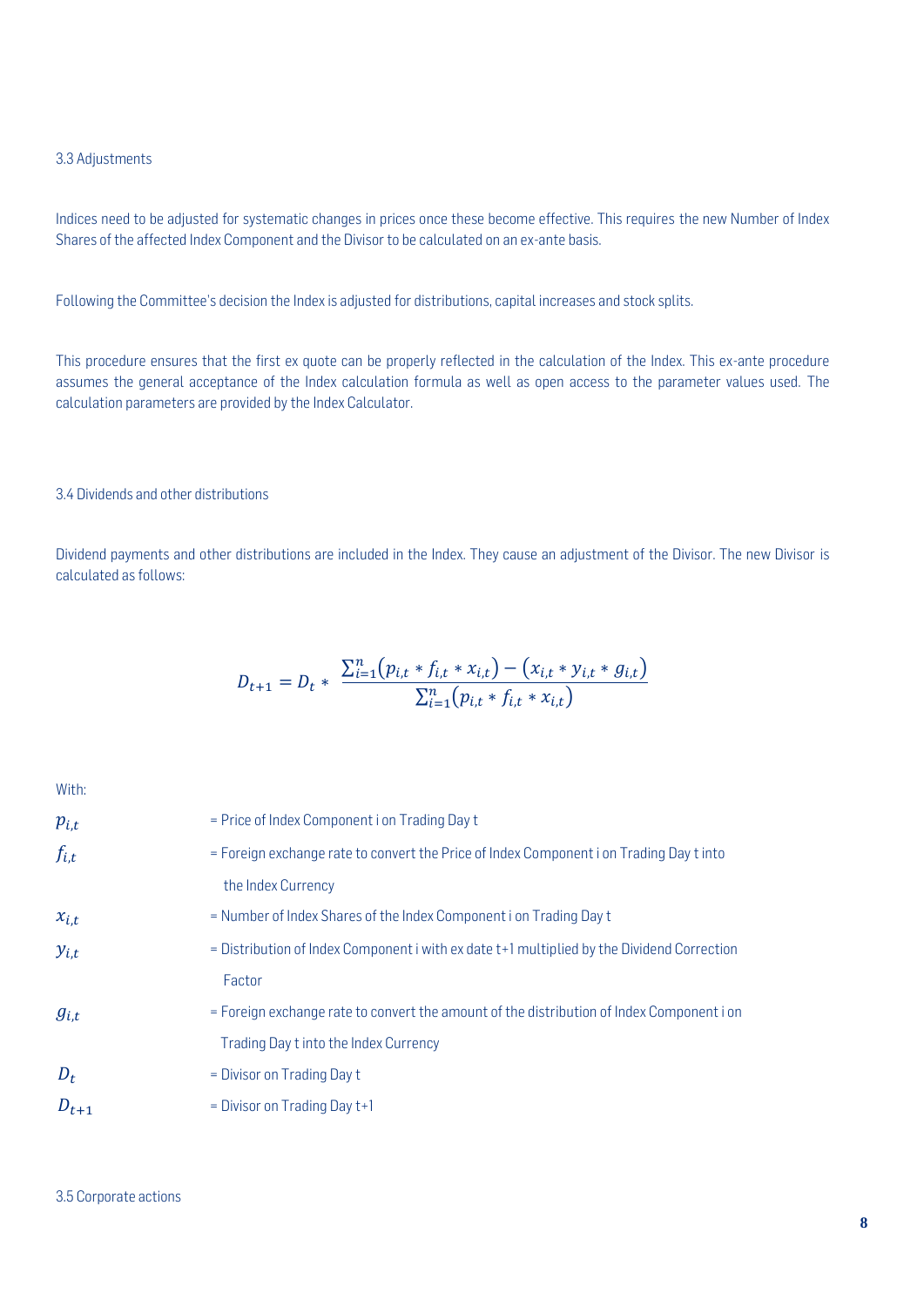### 3.3 Adjustments

Indices need to be adjusted for systematic changes in prices once these become effective. This requires the new Number of Index Shares of the affected Index Component and the Divisor to be calculated on an ex-ante basis.

Following the Committee's decision the Index is adjusted for distributions, capital increases and stock splits.

This procedure ensures that the first ex quote can be properly reflected in the calculation of the Index. This ex-ante procedure assumes the general acceptance of the Index calculation formula as well as open access to the parameter values used. The calculation parameters are provided by the Index Calculator.

### 3.4 Dividends and other distributions

Dividend payments and other distributions are included in the Index. They cause an adjustment of the Divisor. The new Divisor is calculated as follows:

$$D_{t+1} = D_t * \frac{\sum_{i=1}^{n}(p_{i,t} * f_{i,t} * x_{i,t}) - (x_{i,t} * y_{i,t} * g_{i,t})}{\sum_{i=1}^{n}(p_{i,t} * f_{i,t} * x_{i,t})}$$

With:

| | |
|---|---|
| $p_{i,t}$ | = Price of Index Component i on Trading Day t |
| $f_{i,t}$ | = Foreign exchange rate to convert the Price of Index Component i on Trading Day t into the Index Currency |
| $x_{i,t}$ | = Number of Index Shares of the Index Component i on Trading Day t |
| $y_{i,t}$ | = Distribution of Index Component i with ex date t+1 multiplied by the Dividend Correction Factor |
| $g_{i,t}$ | = Foreign exchange rate to convert the amount of the distribution of Index Component i on Trading Day t into the Index Currency |
| $D_t$ | = Divisor on Trading Day t |
| $D_{t+1}$ | = Divisor on Trading Day t+1 |

### 3.5 Corporate actions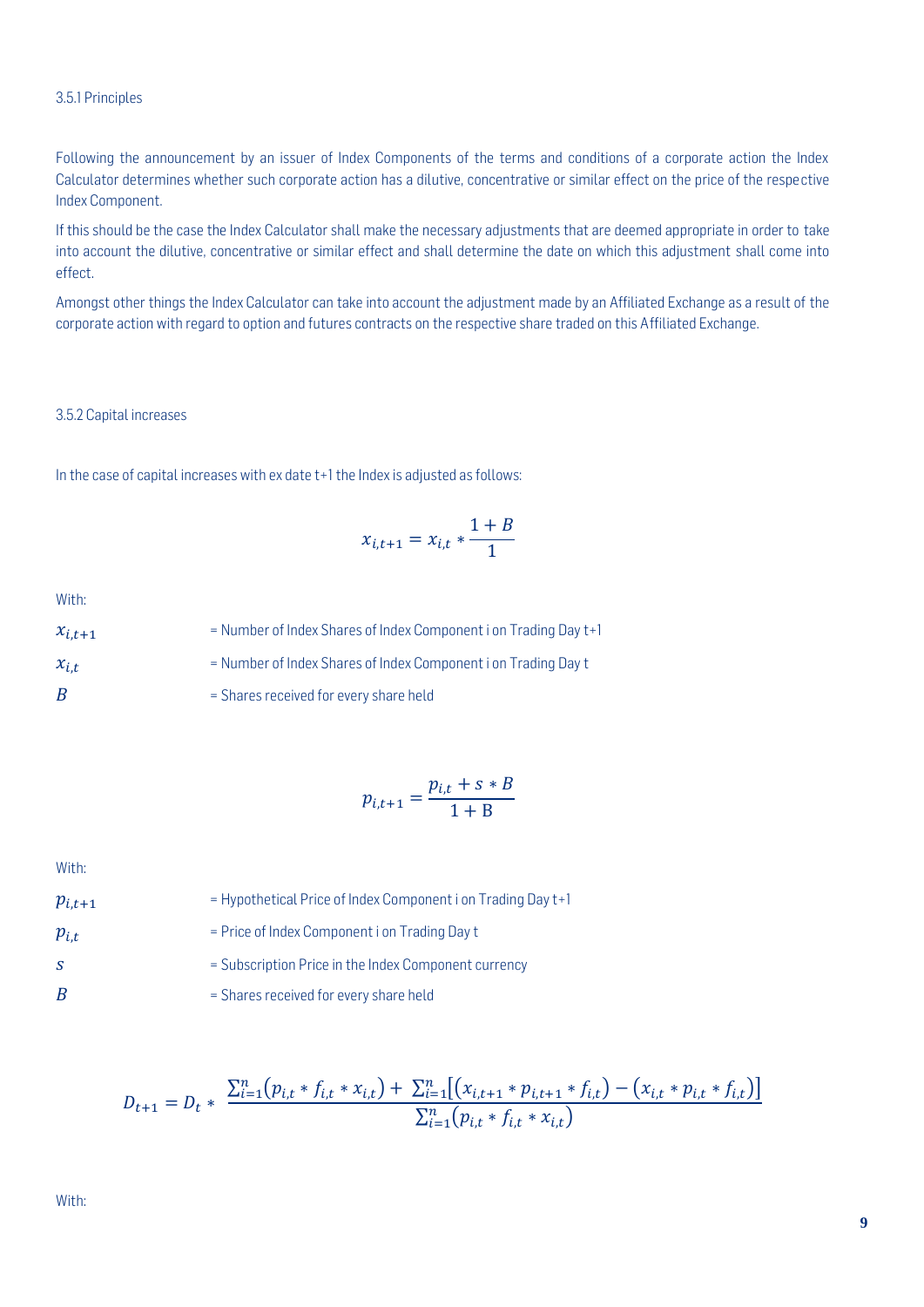### 3.5.1 Principles

Following the announcement by an issuer of Index Components of the terms and conditions of a corporate action the Index Calculator determines whether such corporate action has a dilutive, concentrative or similar effect on the price of the respective Index Component.

If this should be the case the Index Calculator shall make the necessary adjustments that are deemed appropriate in order to take into account the dilutive, concentrative or similar effect and shall determine the date on which this adjustment shall come into effect.

Amongst other things the Index Calculator can take into account the adjustment made by an Affiliated Exchange as a result of the corporate action with regard to option and futures contracts on the respective share traded on this Affiliated Exchange.

### 3.5.2 Capital increases

In the case of capital increases with ex date t+1 the Index is adjusted as follows:

$$x_{i,t+1} = x_{i,t} * \frac{1+B}{1}$$

With:

$x_{i,t+1}$ = Number of Index Shares of Index Component i on Trading Day t+1

$x_{i,t}$ = Number of Index Shares of Index Component i on Trading Day t

$B$ = Shares received for every share held

$$p_{i,t+1} = \frac{p_{i,t} + s * B}{1 + \mathrm{B}}$$

With:

$p_{i,t+1}$ = Hypothetical Price of Index Component i on Trading Day t+1

$p_{i,t}$ = Price of Index Component i on Trading Day t

$s$ = Subscription Price in the Index Component currency

$B$ = Shares received for every share held

$$D_{t+1} = D_t * \frac{\sum_{i=1}^{n}\left(p_{i,t} * f_{i,t} * x_{i,t}\right) + \sum_{i=1}^{n}\left[\left(x_{i,t+1} * p_{i,t+1} * f_{i,t}\right) - \left(x_{i,t} * p_{i,t} * f_{i,t}\right)\right]}{\sum_{i=1}^{n}\left(p_{i,t} * f_{i,t} * x_{i,t}\right)}$$

With: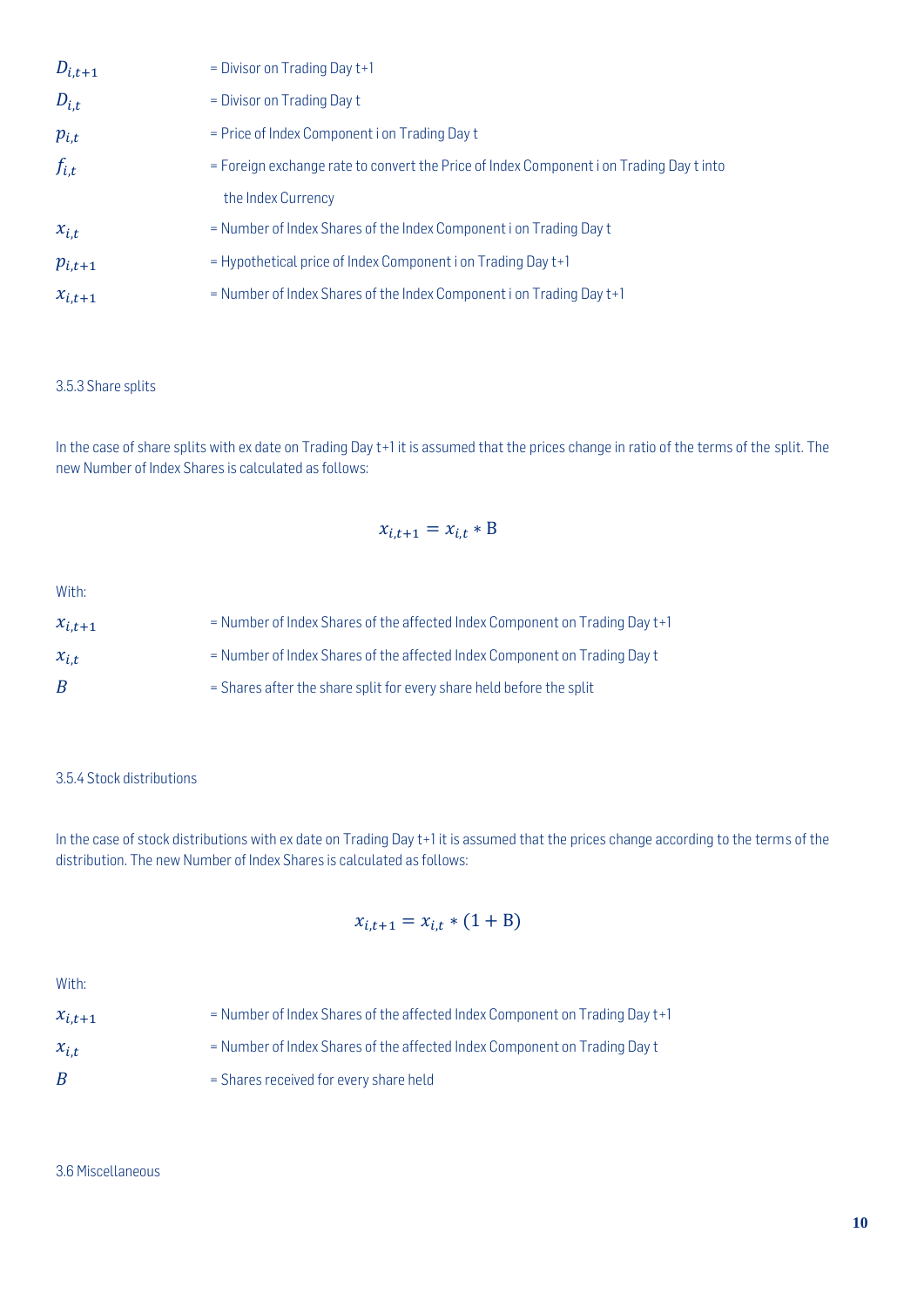| | |
|---|---|
| $D_{i,t+1}$ | = Divisor on Trading Day t+1 |
| $D_{i,t}$ | = Divisor on Trading Day t |
| $p_{i,t}$ | = Price of Index Component i on Trading Day t |
| $f_{i,t}$ | = Foreign exchange rate to convert the Price of Index Component i on Trading Day t into the Index Currency |
| $x_{i,t}$ | = Number of Index Shares of the Index Component i on Trading Day t |
| $p_{i,t+1}$ | = Hypothetical price of Index Component i on Trading Day t+1 |
| $x_{i,t+1}$ | = Number of Index Shares of the Index Component i on Trading Day t+1 |

### 3.5.3 Share splits

In the case of share splits with ex date on Trading Day t+1 it is assumed that the prices change in ratio of the terms of the split. The new Number of Index Shares is calculated as follows:

$$x_{i,t+1} = x_{i,t} * \mathrm{B}$$

With:

| | |
|---|---|
| $x_{i,t+1}$ | = Number of Index Shares of the affected Index Component on Trading Day t+1 |
| $x_{i,t}$ | = Number of Index Shares of the affected Index Component on Trading Day t |
| $B$ | = Shares after the share split for every share held before the split |

### 3.5.4 Stock distributions

In the case of stock distributions with ex date on Trading Day t+1 it is assumed that the prices change according to the terms of the distribution. The new Number of Index Shares is calculated as follows:

$$x_{i,t+1} = x_{i,t} * (1 + \mathrm{B})$$

With:

| | |
|---|---|
| $x_{i,t+1}$ | = Number of Index Shares of the affected Index Component on Trading Day t+1 |
| $x_{i,t}$ | = Number of Index Shares of the affected Index Component on Trading Day t |
| $B$ | = Shares received for every share held |

### 3.6 Miscellaneous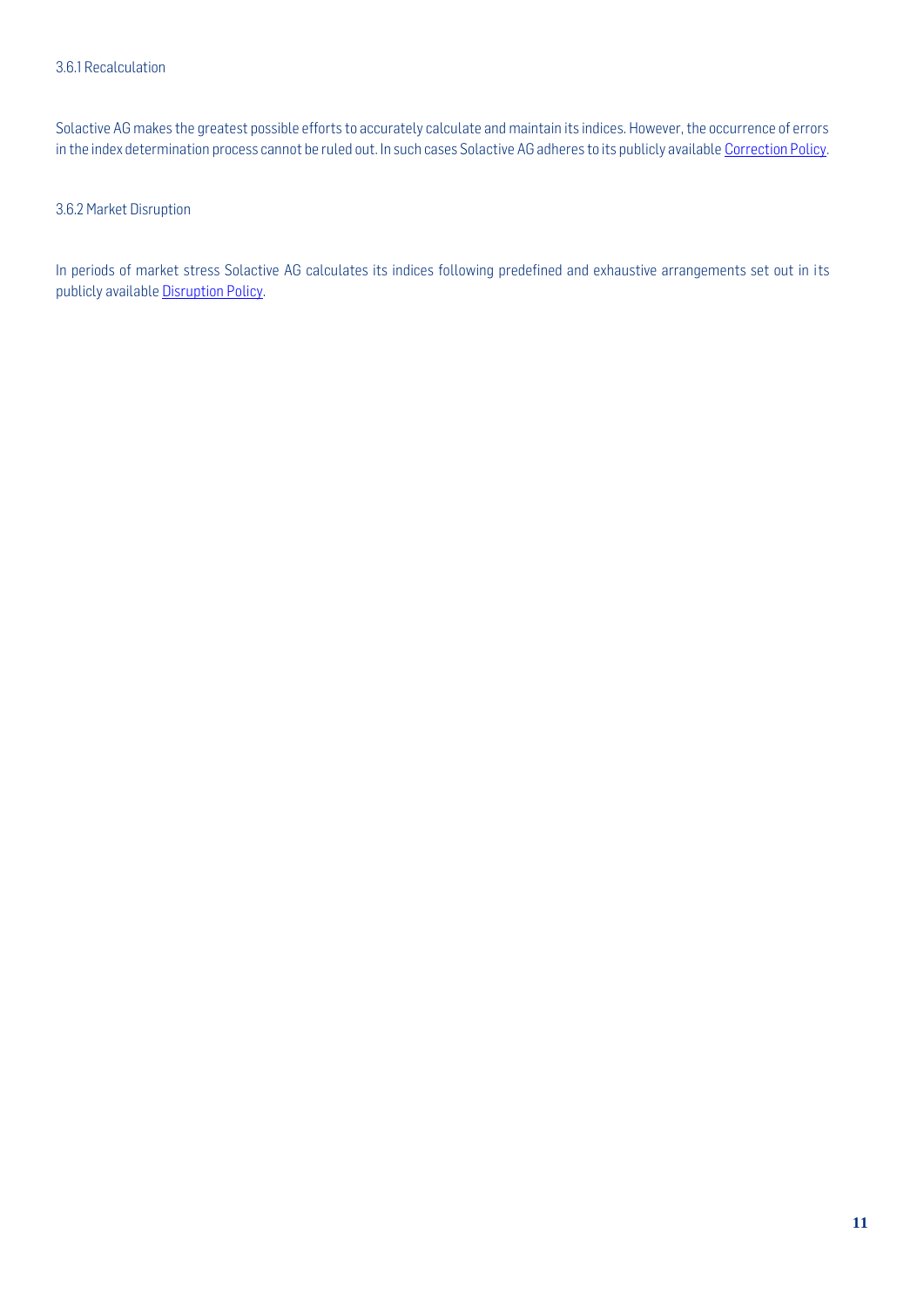### 3.6.1 Recalculation

Solactive AG makes the greatest possible efforts to accurately calculate and maintain its indices. However, the occurrence of errors in the index determination process cannot be ruled out. In such cases Solactive AG adheres to its publicly available Correction Policy.

### 3.6.2 Market Disruption

In periods of market stress Solactive AG calculates its indices following predefined and exhaustive arrangements set out in its publicly available Disruption Policy.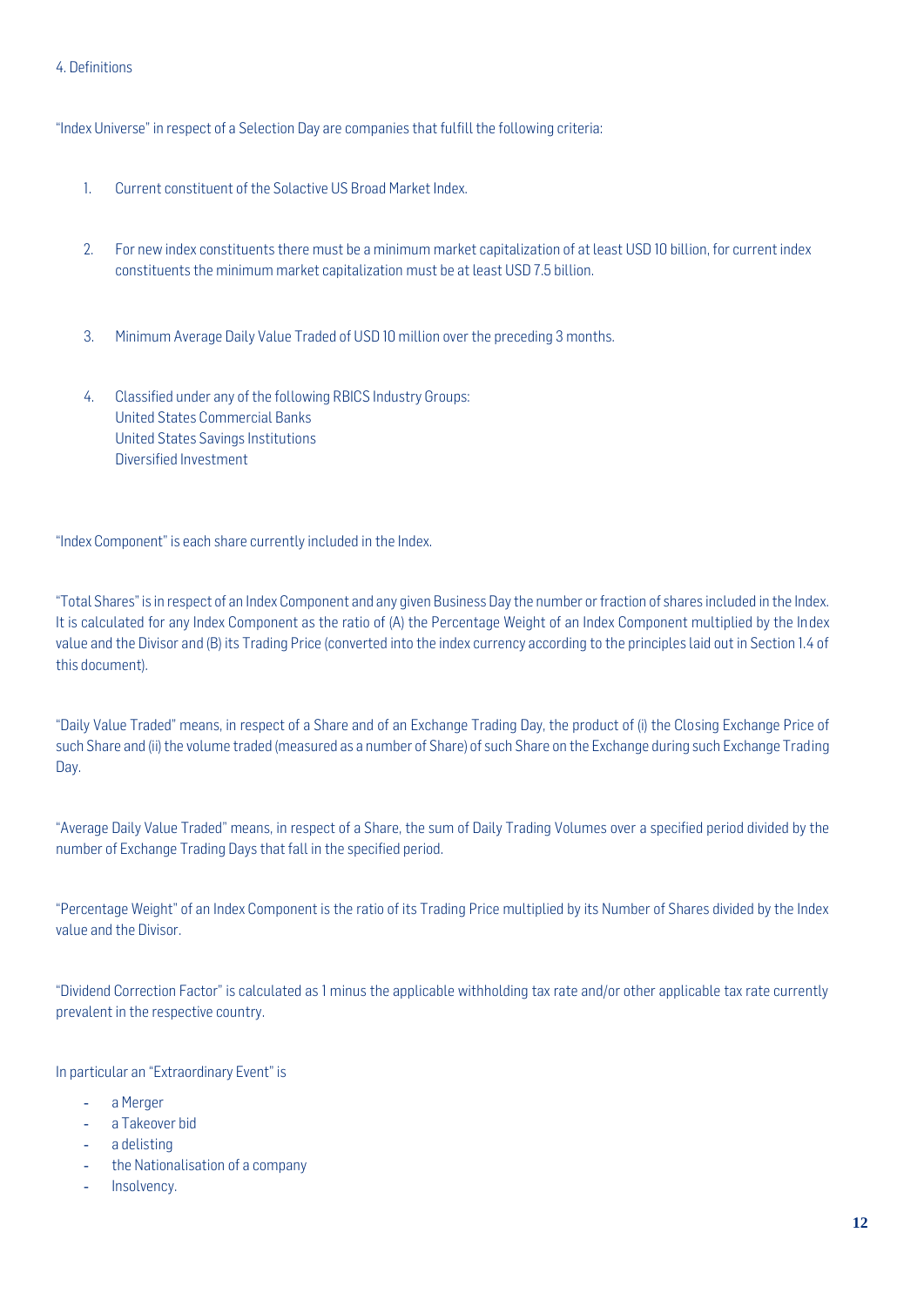## 4. Definitions

"Index Universe" in respect of a Selection Day are companies that fulfill the following criteria:

1. Current constituent of the Solactive US Broad Market Index.
2. For new index constituents there must be a minimum market capitalization of at least USD 10 billion, for current index constituents the minimum market capitalization must be at least USD 7.5 billion.
3. Minimum Average Daily Value Traded of USD 10 million over the preceding 3 months.
4. Classified under any of the following RBICS Industry Groups:
   United States Commercial Banks
   United States Savings Institutions
   Diversified Investment

"Index Component" is each share currently included in the Index.

"Total Shares" is in respect of an Index Component and any given Business Day the number or fraction of shares included in the Index. It is calculated for any Index Component as the ratio of (A) the Percentage Weight of an Index Component multiplied by the Index value and the Divisor and (B) its Trading Price (converted into the index currency according to the principles laid out in Section 1.4 of this document).

"Daily Value Traded" means, in respect of a Share and of an Exchange Trading Day, the product of (i) the Closing Exchange Price of such Share and (ii) the volume traded (measured as a number of Share) of such Share on the Exchange during such Exchange Trading Day.

"Average Daily Value Traded" means, in respect of a Share, the sum of Daily Trading Volumes over a specified period divided by the number of Exchange Trading Days that fall in the specified period.

"Percentage Weight" of an Index Component is the ratio of its Trading Price multiplied by its Number of Shares divided by the Index value and the Divisor.

"Dividend Correction Factor" is calculated as 1 minus the applicable withholding tax rate and/or other applicable tax rate currently prevalent in the respective country.

In particular an "Extraordinary Event" is

- a Merger
- a Takeover bid
- a delisting
- the Nationalisation of a company
- Insolvency.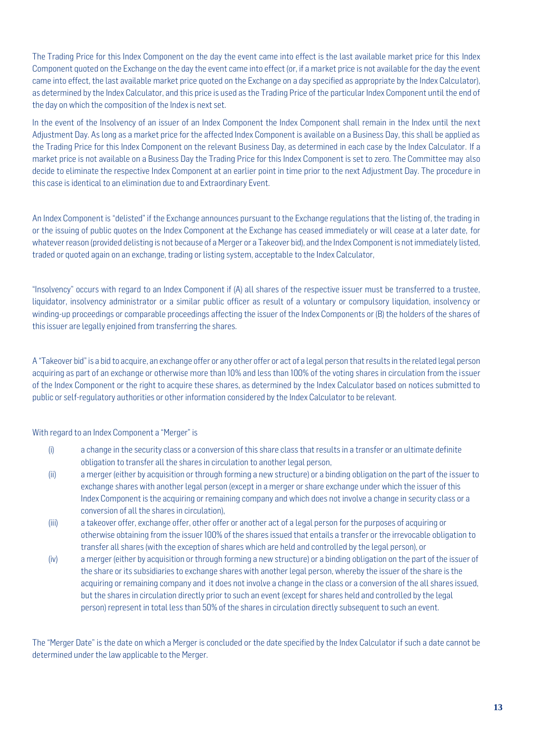The Trading Price for this Index Component on the day the event came into effect is the last available market price for this Index Component quoted on the Exchange on the day the event came into effect (or, if a market price is not available for the day the event came into effect, the last available market price quoted on the Exchange on a day specified as appropriate by the Index Calculator), as determined by the Index Calculator, and this price is used as the Trading Price of the particular Index Component until the end of the day on which the composition of the Index is next set.

In the event of the Insolvency of an issuer of an Index Component the Index Component shall remain in the Index until the next Adjustment Day. As long as a market price for the affected Index Component is available on a Business Day, this shall be applied as the Trading Price for this Index Component on the relevant Business Day, as determined in each case by the Index Calculator. If a market price is not available on a Business Day the Trading Price for this Index Component is set to zero. The Committee may also decide to eliminate the respective Index Component at an earlier point in time prior to the next Adjustment Day. The procedure in this case is identical to an elimination due to and Extraordinary Event.

An Index Component is "delisted" if the Exchange announces pursuant to the Exchange regulations that the listing of, the trading in or the issuing of public quotes on the Index Component at the Exchange has ceased immediately or will cease at a later date, for whatever reason (provided delisting is not because of a Merger or a Takeover bid), and the Index Component is not immediately listed, traded or quoted again on an exchange, trading or listing system, acceptable to the Index Calculator,

"Insolvency" occurs with regard to an Index Component if (A) all shares of the respective issuer must be transferred to a trustee, liquidator, insolvency administrator or a similar public officer as result of a voluntary or compulsory liquidation, insolvency or winding-up proceedings or comparable proceedings affecting the issuer of the Index Components or (B) the holders of the shares of this issuer are legally enjoined from transferring the shares.

A "Takeover bid" is a bid to acquire, an exchange offer or any other offer or act of a legal person that results in the related legal person acquiring as part of an exchange or otherwise more than 10% and less than 100% of the voting shares in circulation from the issuer of the Index Component or the right to acquire these shares, as determined by the Index Calculator based on notices submitted to public or self-regulatory authorities or other information considered by the Index Calculator to be relevant.

With regard to an Index Component a "Merger" is

(i) a change in the security class or a conversion of this share class that results in a transfer or an ultimate definite obligation to transfer all the shares in circulation to another legal person,

(ii) a merger (either by acquisition or through forming a new structure) or a binding obligation on the part of the issuer to exchange shares with another legal person (except in a merger or share exchange under which the issuer of this Index Component is the acquiring or remaining company and which does not involve a change in security class or a conversion of all the shares in circulation),

(iii) a takeover offer, exchange offer, other offer or another act of a legal person for the purposes of acquiring or otherwise obtaining from the issuer 100% of the shares issued that entails a transfer or the irrevocable obligation to transfer all shares (with the exception of shares which are held and controlled by the legal person), or

(iv) a merger (either by acquisition or through forming a new structure) or a binding obligation on the part of the issuer of the share or its subsidiaries to exchange shares with another legal person, whereby the issuer of the share is the acquiring or remaining company and it does not involve a change in the class or a conversion of the all shares issued, but the shares in circulation directly prior to such an event (except for shares held and controlled by the legal person) represent in total less than 50% of the shares in circulation directly subsequent to such an event.

The "Merger Date" is the date on which a Merger is concluded or the date specified by the Index Calculator if such a date cannot be determined under the law applicable to the Merger.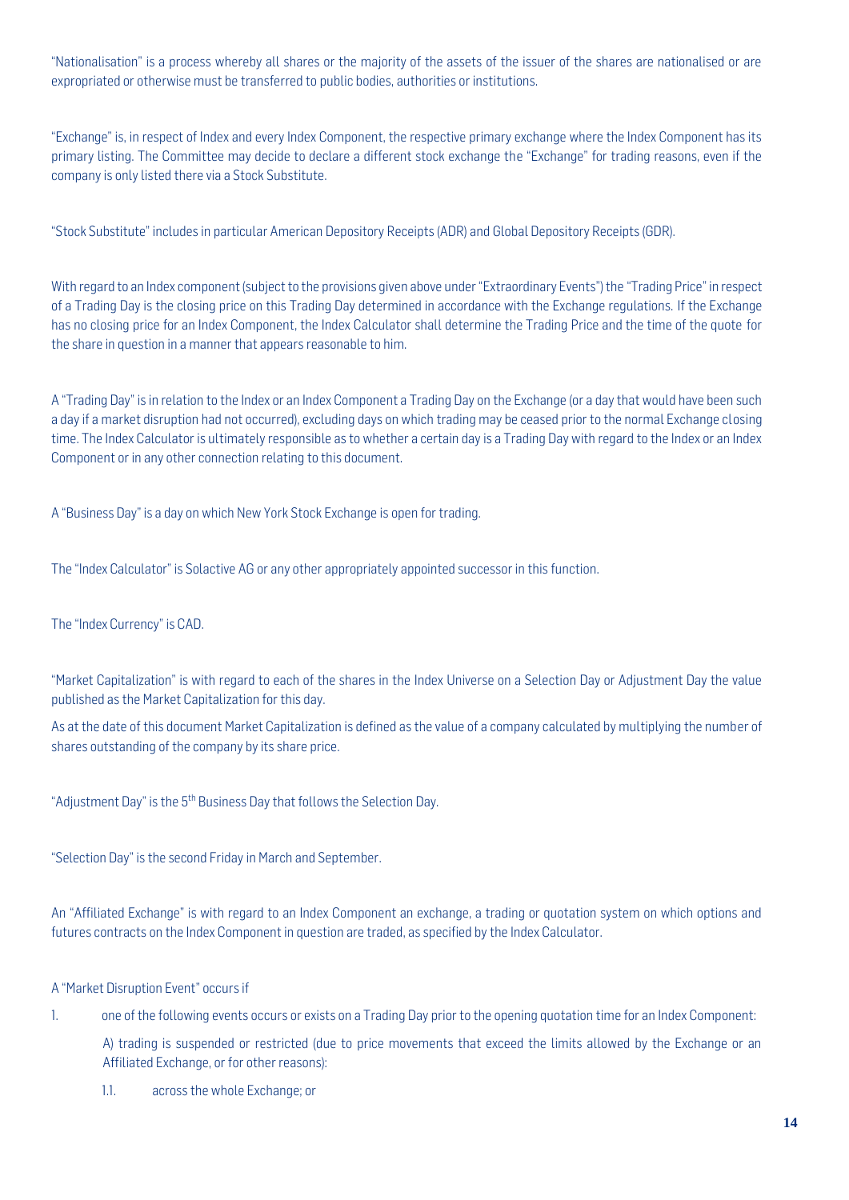"Nationalisation" is a process whereby all shares or the majority of the assets of the issuer of the shares are nationalised or are expropriated or otherwise must be transferred to public bodies, authorities or institutions.

"Exchange" is, in respect of Index and every Index Component, the respective primary exchange where the Index Component has its primary listing. The Committee may decide to declare a different stock exchange the "Exchange" for trading reasons, even if the company is only listed there via a Stock Substitute.

"Stock Substitute" includes in particular American Depository Receipts (ADR) and Global Depository Receipts (GDR).

With regard to an Index component (subject to the provisions given above under "Extraordinary Events") the "Trading Price" in respect of a Trading Day is the closing price on this Trading Day determined in accordance with the Exchange regulations. If the Exchange has no closing price for an Index Component, the Index Calculator shall determine the Trading Price and the time of the quote for the share in question in a manner that appears reasonable to him.

A "Trading Day" is in relation to the Index or an Index Component a Trading Day on the Exchange (or a day that would have been such a day if a market disruption had not occurred), excluding days on which trading may be ceased prior to the normal Exchange closing time. The Index Calculator is ultimately responsible as to whether a certain day is a Trading Day with regard to the Index or an Index Component or in any other connection relating to this document.

A "Business Day" is a day on which New York Stock Exchange is open for trading.

The "Index Calculator" is Solactive AG or any other appropriately appointed successor in this function.

The "Index Currency" is CAD.

"Market Capitalization" is with regard to each of the shares in the Index Universe on a Selection Day or Adjustment Day the value published as the Market Capitalization for this day.

As at the date of this document Market Capitalization is defined as the value of a company calculated by multiplying the number of shares outstanding of the company by its share price.

"Adjustment Day" is the 5th Business Day that follows the Selection Day.

"Selection Day" is the second Friday in March and September.

An "Affiliated Exchange" is with regard to an Index Component an exchange, a trading or quotation system on which options and futures contracts on the Index Component in question are traded, as specified by the Index Calculator.

A "Market Disruption Event" occurs if

1. one of the following events occurs or exists on a Trading Day prior to the opening quotation time for an Index Component:

   A) trading is suspended or restricted (due to price movements that exceed the limits allowed by the Exchange or an Affiliated Exchange, or for other reasons):

   1.1. across the whole Exchange; or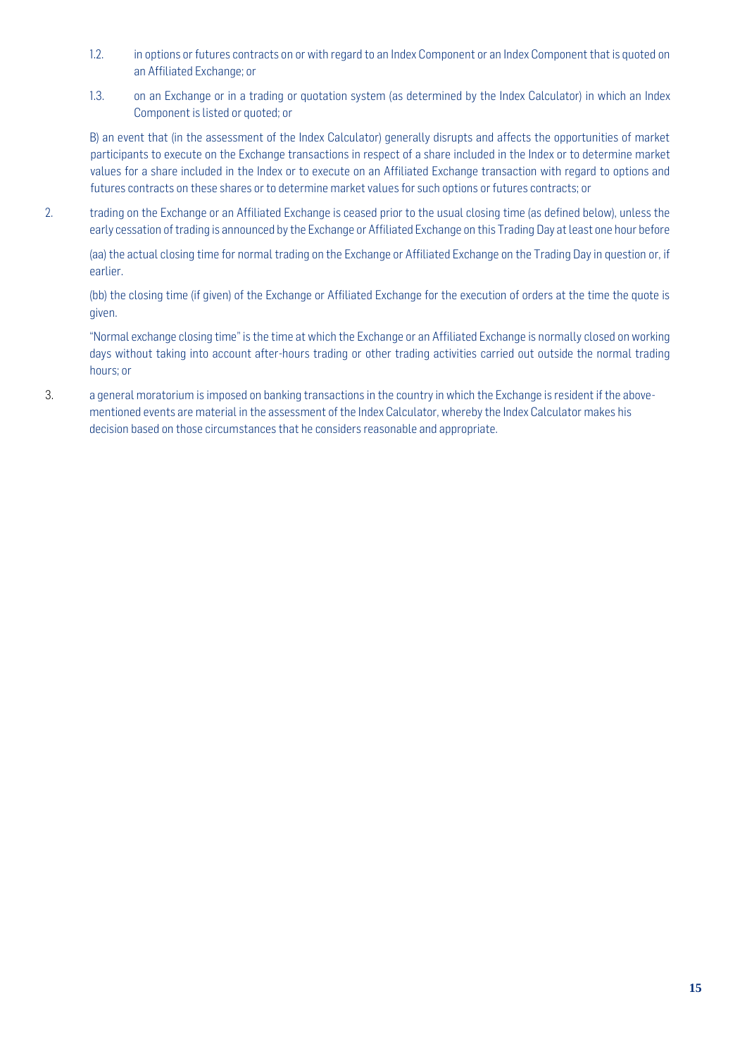1.2. in options or futures contracts on or with regard to an Index Component or an Index Component that is quoted on an Affiliated Exchange; or

1.3. on an Exchange or in a trading or quotation system (as determined by the Index Calculator) in which an Index Component is listed or quoted; or

B) an event that (in the assessment of the Index Calculator) generally disrupts and affects the opportunities of market participants to execute on the Exchange transactions in respect of a share included in the Index or to determine market values for a share included in the Index or to execute on an Affiliated Exchange transaction with regard to options and futures contracts on these shares or to determine market values for such options or futures contracts; or

2. trading on the Exchange or an Affiliated Exchange is ceased prior to the usual closing time (as defined below), unless the early cessation of trading is announced by the Exchange or Affiliated Exchange on this Trading Day at least one hour before

(aa) the actual closing time for normal trading on the Exchange or Affiliated Exchange on the Trading Day in question or, if earlier.

(bb) the closing time (if given) of the Exchange or Affiliated Exchange for the execution of orders at the time the quote is given.

"Normal exchange closing time" is the time at which the Exchange or an Affiliated Exchange is normally closed on working days without taking into account after-hours trading or other trading activities carried out outside the normal trading hours; or

3. a general moratorium is imposed on banking transactions in the country in which the Exchange is resident if the above-mentioned events are material in the assessment of the Index Calculator, whereby the Index Calculator makes his decision based on those circumstances that he considers reasonable and appropriate.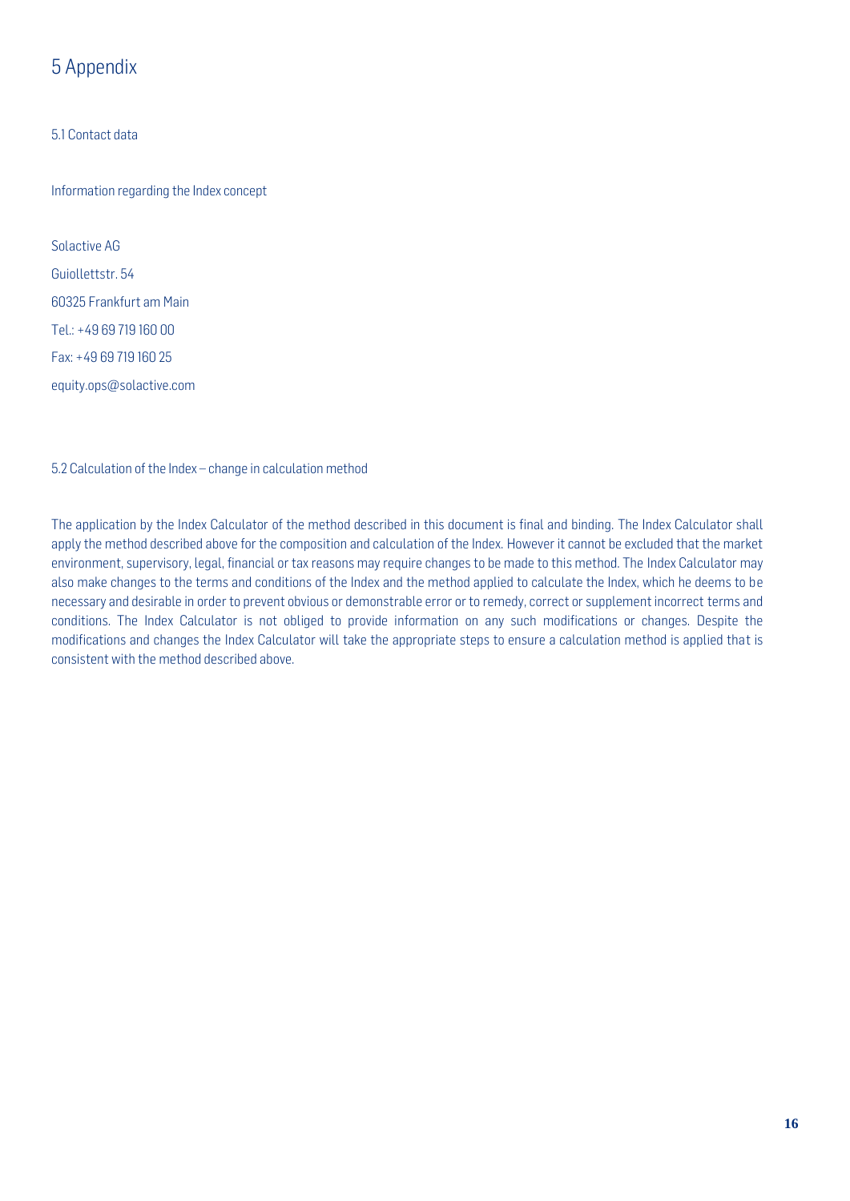# 5 Appendix

## 5.1 Contact data

Information regarding the Index concept

Solactive AG

Guiollettstr. 54

60325 Frankfurt am Main

Tel.: +49 69 719 160 00

Fax: +49 69 719 160 25

equity.ops@solactive.com

## 5.2 Calculation of the Index – change in calculation method

The application by the Index Calculator of the method described in this document is final and binding. The Index Calculator shall apply the method described above for the composition and calculation of the Index. However it cannot be excluded that the market environment, supervisory, legal, financial or tax reasons may require changes to be made to this method. The Index Calculator may also make changes to the terms and conditions of the Index and the method applied to calculate the Index, which he deems to be necessary and desirable in order to prevent obvious or demonstrable error or to remedy, correct or supplement incorrect terms and conditions. The Index Calculator is not obliged to provide information on any such modifications or changes. Despite the modifications and changes the Index Calculator will take the appropriate steps to ensure a calculation method is applied that is consistent with the method described above.